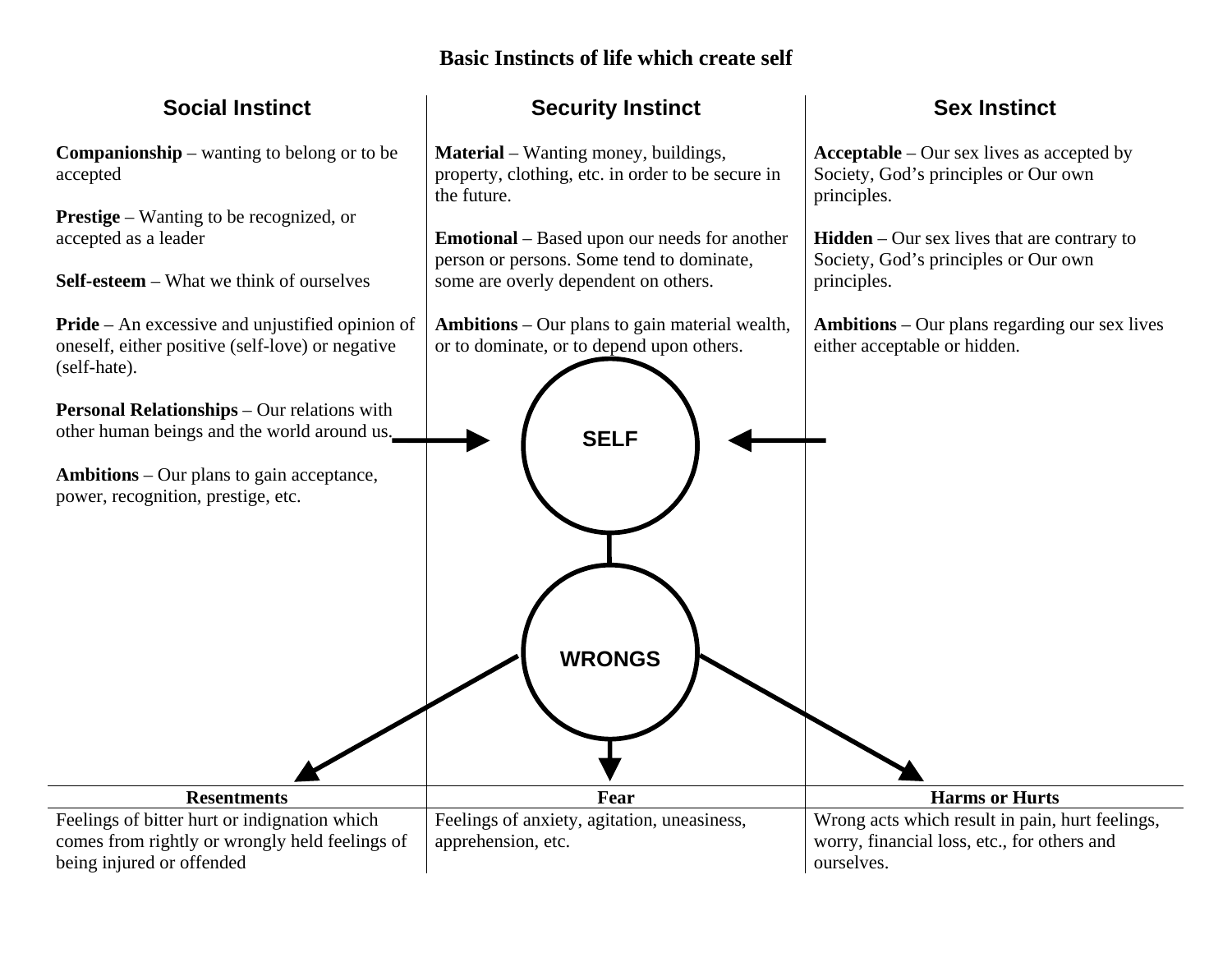# Basic Instincts of life which create self

## Social Instinct

**Companionship** – wanting to belong or to be accepted

**Prestige** – Wanting to be recognized, or accepted as a leader

**Self-esteem** – What we think of ourselves

**Pride** – An excessive and unjustified opinion of oneself, either positive (self-love) or negative (self-hate).

**Personal Relationships** – Our relations with other human beings and the world around us.

**Ambitions** – Our plans to gain acceptance, power, recognition, prestige, etc.

## Security Instinct

**Material** – Wanting money, buildings, property, clothing, etc. in order to be secure in the future.

**Emotional** – Based upon our needs for another person or persons. Some tend to dominate, some are overly dependent on others.

**Ambitions** – Our plans to gain material wealth, or to dominate, or to depend upon others.

## Sex Instinct

**Acceptable** – Our sex lives as accepted by Society, God's principles or Our own principles.

**Hidden** – Our sex lives that are contrary to Society, God's principles or Our own principles.

**Ambitions** – Our plans regarding our sex lives either acceptable or hidden.

SELF

WRONGS

| Resentments | Fear | Harms or Hurts |
|---|---|---|
| Feelings of bitter hurt or indignation which comes from rightly or wrongly held feelings of being injured or offended | Feelings of anxiety, agitation, uneasiness, apprehension, etc. | Wrong acts which result in pain, hurt feelings, worry, financial loss, etc., for others and ourselves. |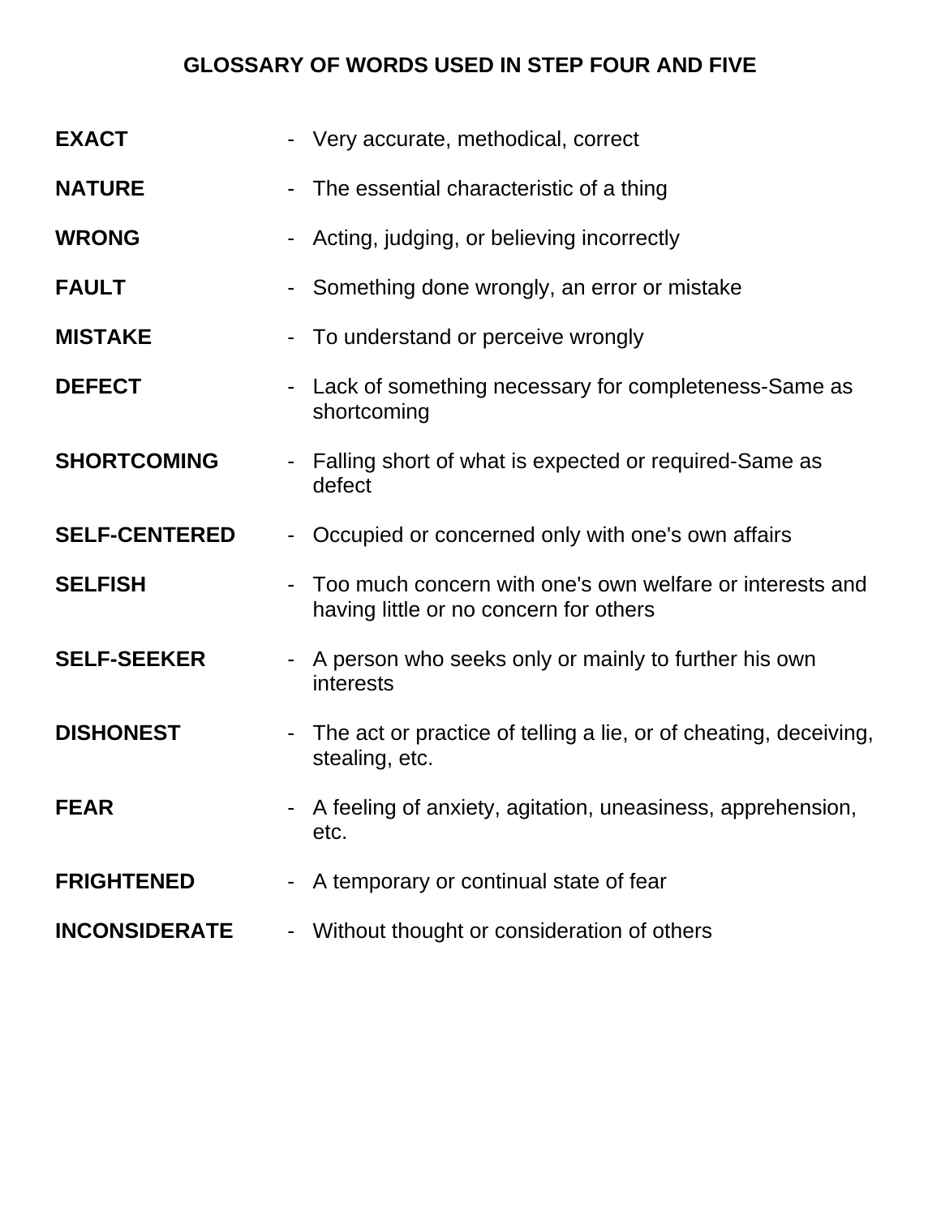## GLOSSARY OF WORDS USED IN STEP FOUR AND FIVE

| | | |
|---|---|---|
| **EXACT** | - | Very accurate, methodical, correct |
| **NATURE** | - | The essential characteristic of a thing |
| **WRONG** | - | Acting, judging, or believing incorrectly |
| **FAULT** | - | Something done wrongly, an error or mistake |
| **MISTAKE** | - | To understand or perceive wrongly |
| **DEFECT** | - | Lack of something necessary for completeness-Same as shortcoming |
| **SHORTCOMING** | - | Falling short of what is expected or required-Same as defect |
| **SELF-CENTERED** | - | Occupied or concerned only with one's own affairs |
| **SELFISH** | - | Too much concern with one's own welfare or interests and having little or no concern for others |
| **SELF-SEEKER** | - | A person who seeks only or mainly to further his own interests |
| **DISHONEST** | - | The act or practice of telling a lie, or of cheating, deceiving, stealing, etc. |
| **FEAR** | - | A feeling of anxiety, agitation, uneasiness, apprehension, etc. |
| **FRIGHTENED** | - | A temporary or continual state of fear |
| **INCONSIDERATE** | - | Without thought or consideration of others |